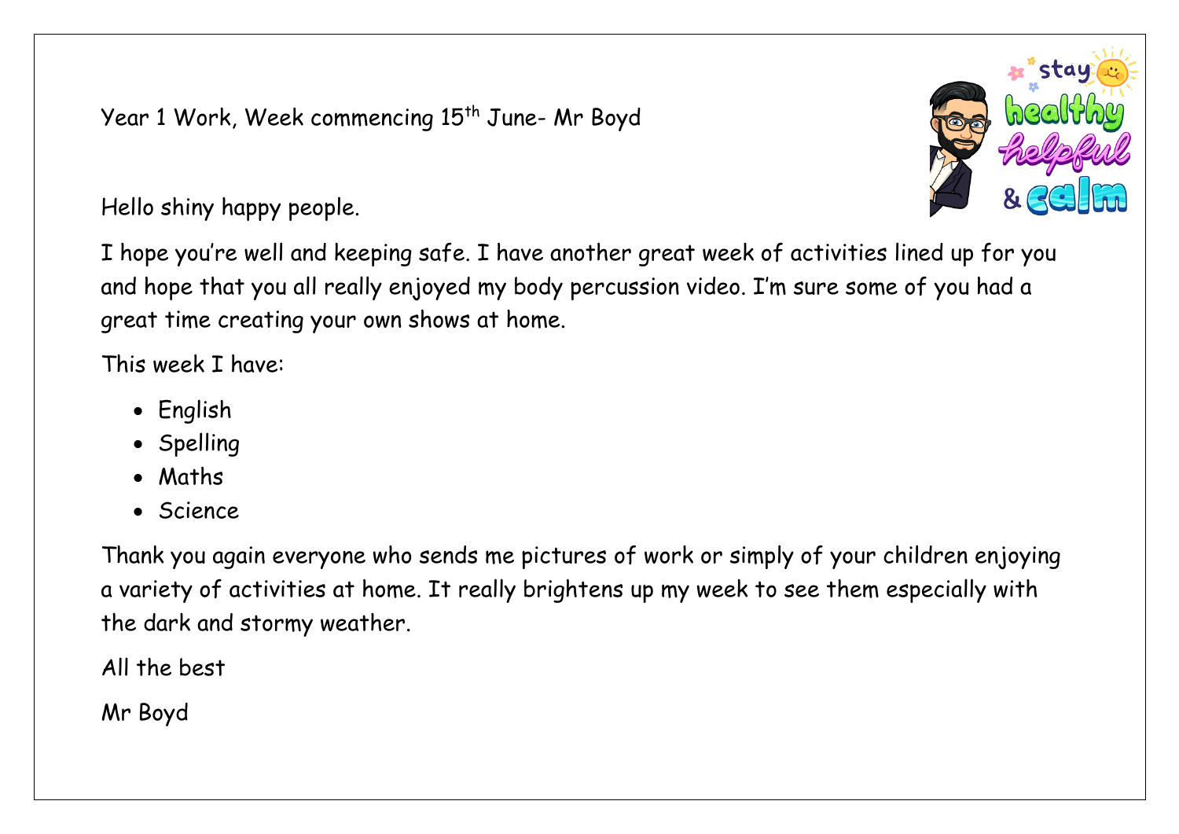Year 1 Work, Week commencing 15th June- Mr Boyd

Hello shiny happy people.

I hope you're well and keeping safe. I have another great week of activities lined up for you and hope that you all really enjoyed my body percussion video. I'm sure some of you had a great time creating your own shows at home.

This week I have:

- English
- Spelling
- Maths
- Science

Thank you again everyone who sends me pictures of work or simply of your children enjoying a variety of activities at home. It really brightens up my week to see them especially with the dark and stormy weather.

All the best

Mr Boyd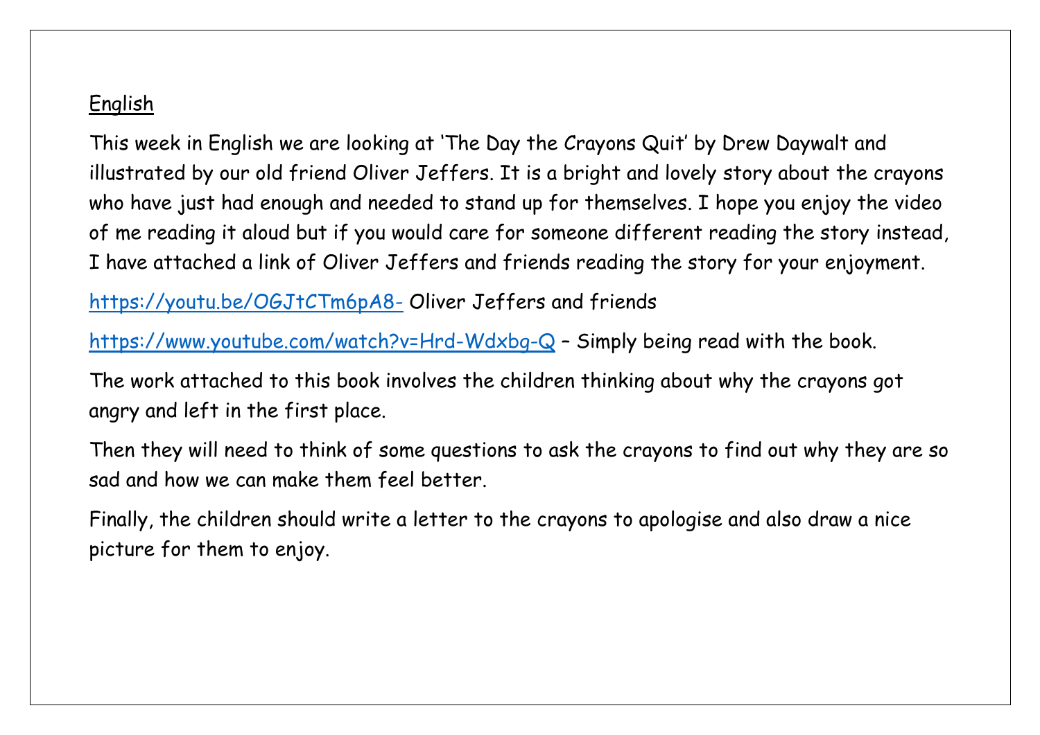English

This week in English we are looking at 'The Day the Crayons Quit' by Drew Daywalt and illustrated by our old friend Oliver Jeffers. It is a bright and lovely story about the crayons who have just had enough and needed to stand up for themselves. I hope you enjoy the video of me reading it aloud but if you would care for someone different reading the story instead, I have attached a link of Oliver Jeffers and friends reading the story for your enjoyment.

https://youtu.be/OGJtCTm6pA8- Oliver Jeffers and friends

https://www.youtube.com/watch?v=Hrd-Wdxbg-Q – Simply being read with the book.

The work attached to this book involves the children thinking about why the crayons got angry and left in the first place.

Then they will need to think of some questions to ask the crayons to find out why they are so sad and how we can make them feel better.

Finally, the children should write a letter to the crayons to apologise and also draw a nice picture for them to enjoy.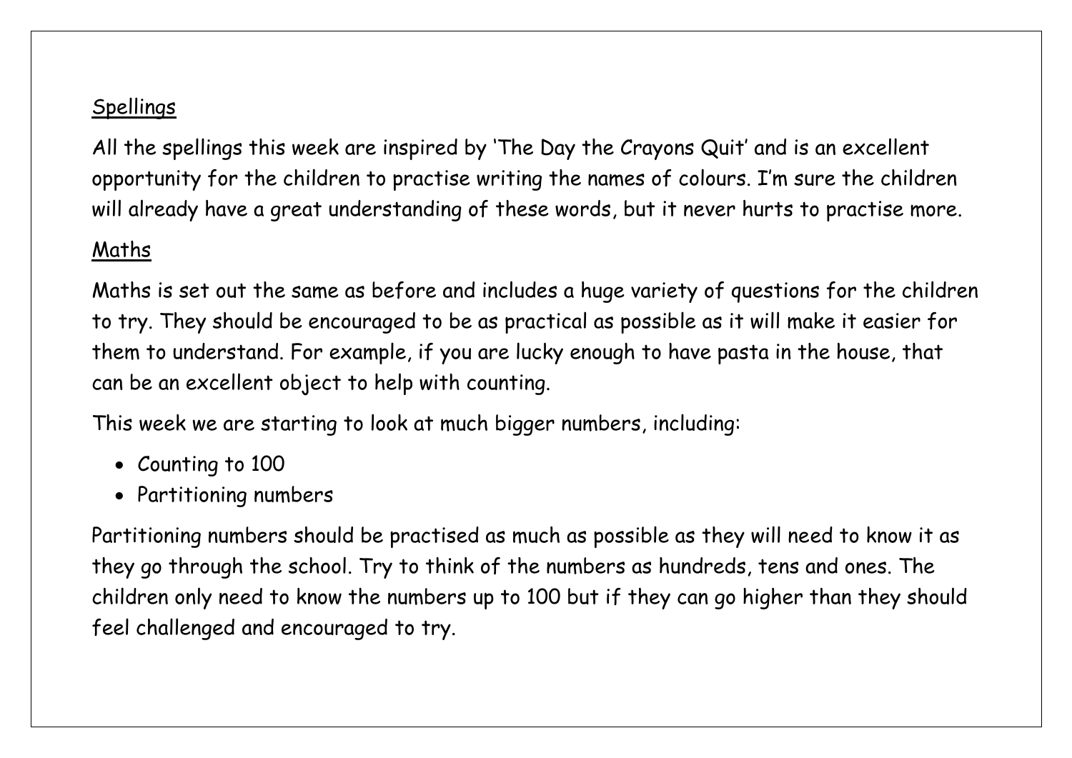## Spellings

All the spellings this week are inspired by 'The Day the Crayons Quit' and is an excellent opportunity for the children to practise writing the names of colours. I'm sure the children will already have a great understanding of these words, but it never hurts to practise more.

## Maths

Maths is set out the same as before and includes a huge variety of questions for the children to try. They should be encouraged to be as practical as possible as it will make it easier for them to understand. For example, if you are lucky enough to have pasta in the house, that can be an excellent object to help with counting.

This week we are starting to look at much bigger numbers, including:

- Counting to 100
- Partitioning numbers

Partitioning numbers should be practised as much as possible as they will need to know it as they go through the school. Try to think of the numbers as hundreds, tens and ones. The children only need to know the numbers up to 100 but if they can go higher than they should feel challenged and encouraged to try.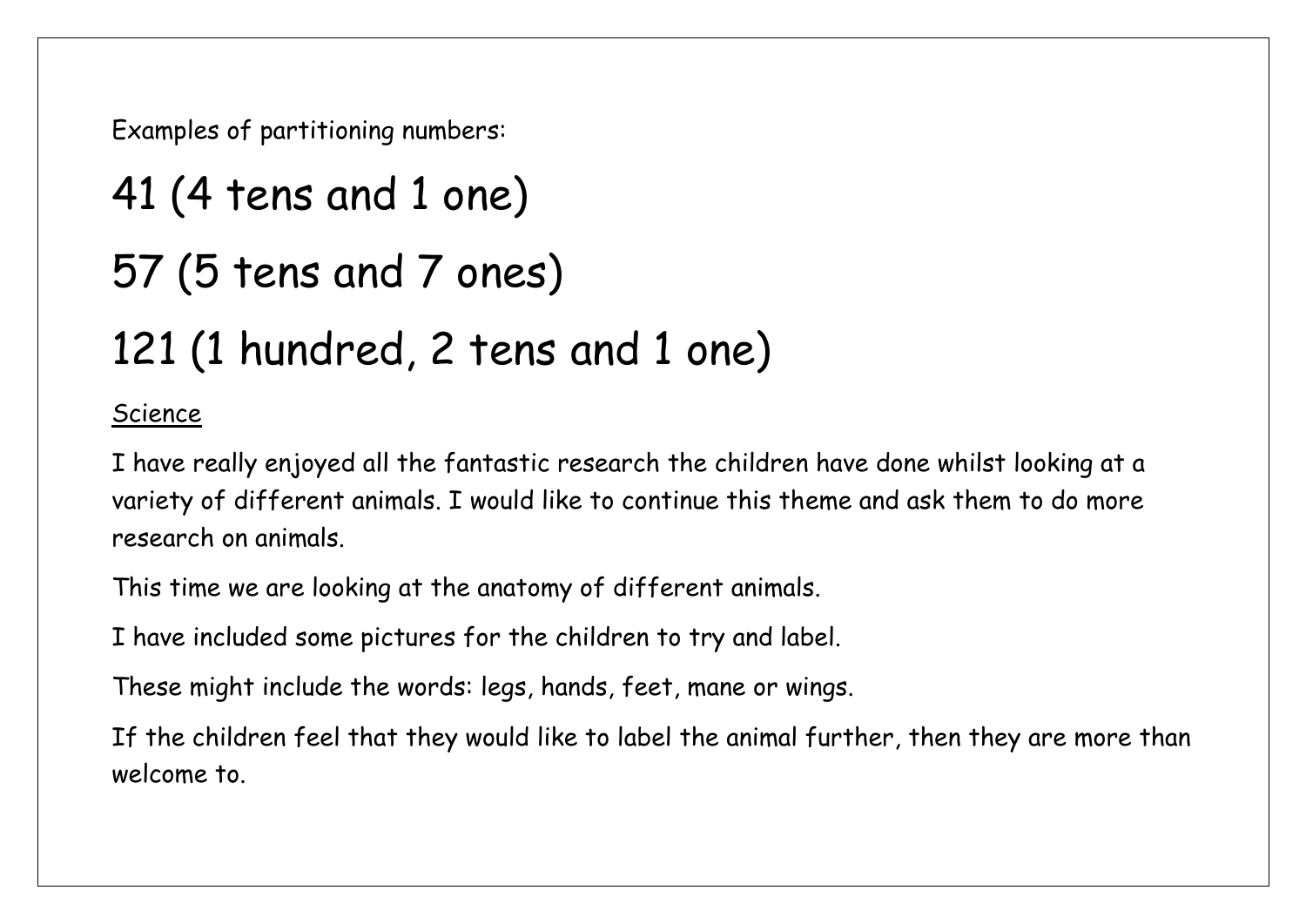Examples of partitioning numbers:

41 (4 tens and 1 one)

57 (5 tens and 7 ones)

121 (1 hundred, 2 tens and 1 one)

## Science

I have really enjoyed all the fantastic research the children have done whilst looking at a variety of different animals. I would like to continue this theme and ask them to do more research on animals.

This time we are looking at the anatomy of different animals.

I have included some pictures for the children to try and label.

These might include the words: legs, hands, feet, mane or wings.

If the children feel that they would like to label the animal further, then they are more than welcome to.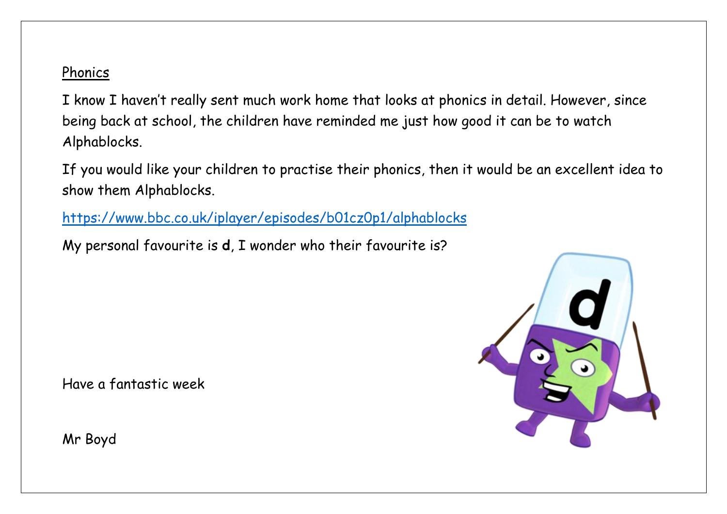Phonics

I know I haven't really sent much work home that looks at phonics in detail. However, since being back at school, the children have reminded me just how good it can be to watch Alphablocks.

If you would like your children to practise their phonics, then it would be an excellent idea to show them Alphablocks.

https://www.bbc.co.uk/iplayer/episodes/b01cz0p1/alphablocks

My personal favourite is **d**, I wonder who their favourite is?

Have a fantastic week

Mr Boyd